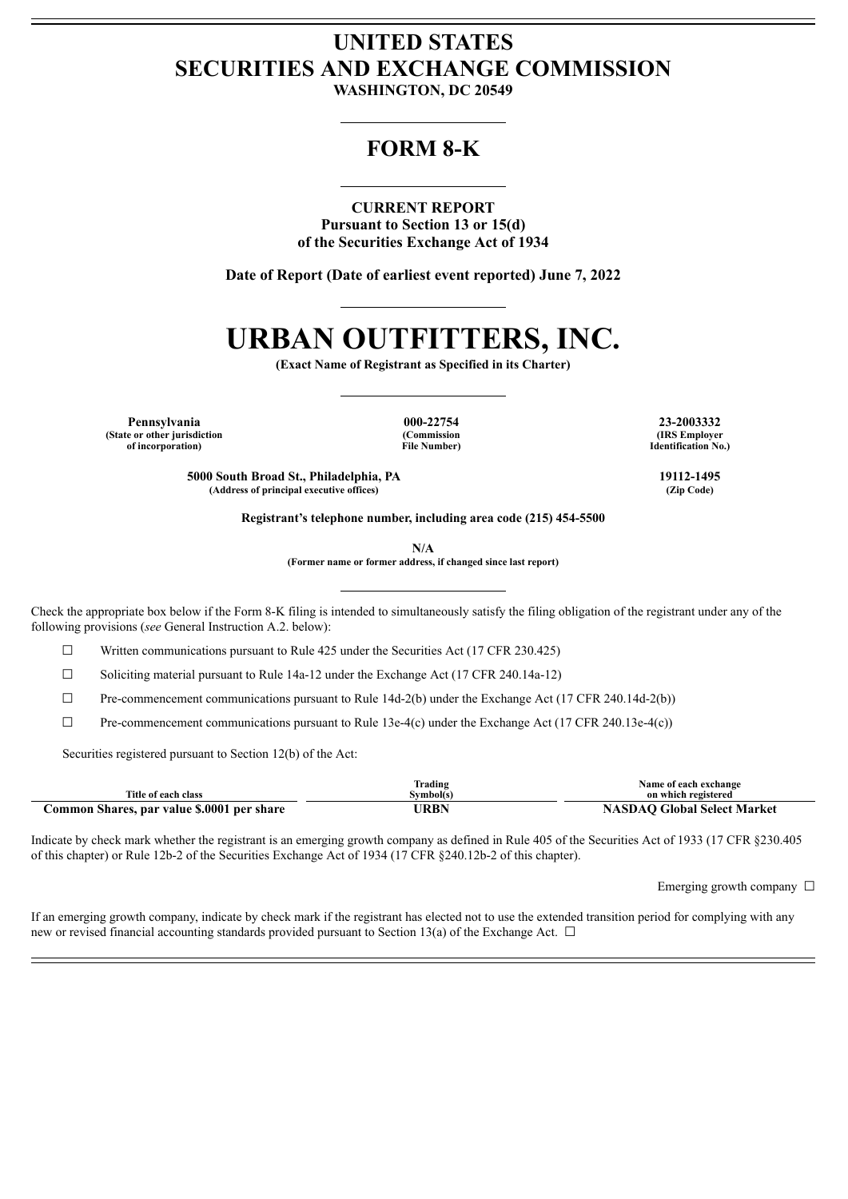# UNITED STATES
# SECURITIES AND EXCHANGE COMMISSION
**WASHINGTON, DC 20549**

## FORM 8-K

**CURRENT REPORT**
**Pursuant to Section 13 or 15(d)**
**of the Securities Exchange Act of 1934**

**Date of Report (Date of earliest event reported) June 7, 2022**

# URBAN OUTFITTERS, INC.
**(Exact Name of Registrant as Specified in its Charter)**

| Pennsylvania | 000-22754 | 23-2003332 |
|---|---|---|
| (State or other jurisdiction of incorporation) | (Commission File Number) | (IRS Employer Identification No.) |

| 5000 South Broad St., Philadelphia, PA | 19112-1495 |
|---|---|
| (Address of principal executive offices) | (Zip Code) |

**Registrant's telephone number, including area code (215) 454-5500**

**N/A**
**(Former name or former address, if changed since last report)**

Check the appropriate box below if the Form 8-K filing is intended to simultaneously satisfy the filing obligation of the registrant under any of the following provisions (*see* General Instruction A.2. below):

☐ Written communications pursuant to Rule 425 under the Securities Act (17 CFR 230.425)

☐ Soliciting material pursuant to Rule 14a-12 under the Exchange Act (17 CFR 240.14a-12)

☐ Pre-commencement communications pursuant to Rule 14d-2(b) under the Exchange Act (17 CFR 240.14d-2(b))

☐ Pre-commencement communications pursuant to Rule 13e-4(c) under the Exchange Act (17 CFR 240.13e-4(c))

Securities registered pursuant to Section 12(b) of the Act:

| Title of each class | Trading Symbol(s) | Name of each exchange on which registered |
|---|---|---|
| **Common Shares, par value $.0001 per share** | **URBN** | **NASDAQ Global Select Market** |

Indicate by check mark whether the registrant is an emerging growth company as defined in Rule 405 of the Securities Act of 1933 (17 CFR §230.405 of this chapter) or Rule 12b-2 of the Securities Exchange Act of 1934 (17 CFR §240.12b-2 of this chapter).

Emerging growth company ☐

If an emerging growth company, indicate by check mark if the registrant has elected not to use the extended transition period for complying with any new or revised financial accounting standards provided pursuant to Section 13(a) of the Exchange Act. ☐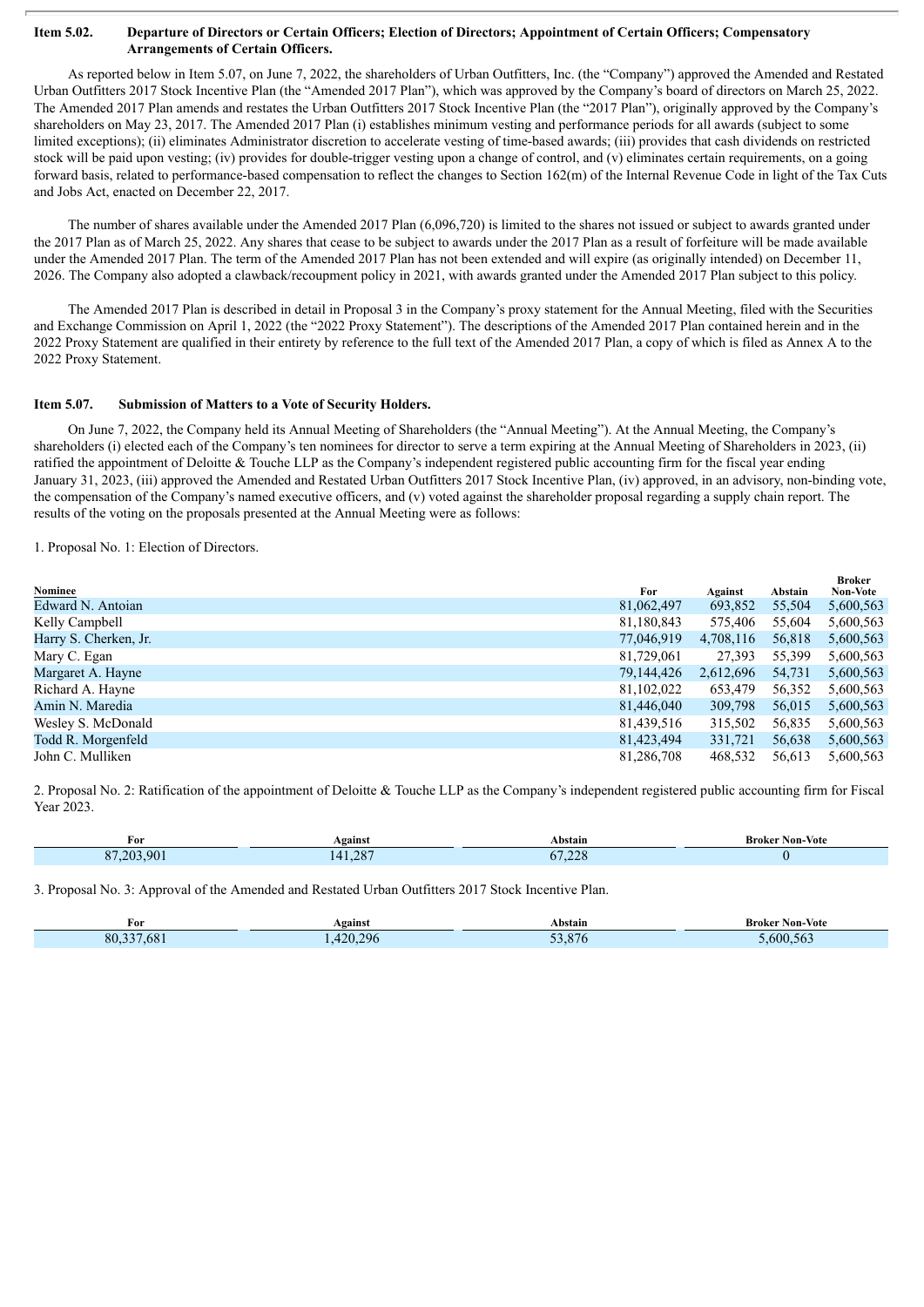**Item 5.02. Departure of Directors or Certain Officers; Election of Directors; Appointment of Certain Officers; Compensatory Arrangements of Certain Officers.**

As reported below in Item 5.07, on June 7, 2022, the shareholders of Urban Outfitters, Inc. (the "Company") approved the Amended and Restated Urban Outfitters 2017 Stock Incentive Plan (the "Amended 2017 Plan"), which was approved by the Company's board of directors on March 25, 2022. The Amended 2017 Plan amends and restates the Urban Outfitters 2017 Stock Incentive Plan (the "2017 Plan"), originally approved by the Company's shareholders on May 23, 2017. The Amended 2017 Plan (i) establishes minimum vesting and performance periods for all awards (subject to some limited exceptions); (ii) eliminates Administrator discretion to accelerate vesting of time-based awards; (iii) provides that cash dividends on restricted stock will be paid upon vesting; (iv) provides for double-trigger vesting upon a change of control, and (v) eliminates certain requirements, on a going forward basis, related to performance-based compensation to reflect the changes to Section 162(m) of the Internal Revenue Code in light of the Tax Cuts and Jobs Act, enacted on December 22, 2017.

The number of shares available under the Amended 2017 Plan (6,096,720) is limited to the shares not issued or subject to awards granted under the 2017 Plan as of March 25, 2022. Any shares that cease to be subject to awards under the 2017 Plan as a result of forfeiture will be made available under the Amended 2017 Plan. The term of the Amended 2017 Plan has not been extended and will expire (as originally intended) on December 11, 2026. The Company also adopted a clawback/recoupment policy in 2021, with awards granted under the Amended 2017 Plan subject to this policy.

The Amended 2017 Plan is described in detail in Proposal 3 in the Company's proxy statement for the Annual Meeting, filed with the Securities and Exchange Commission on April 1, 2022 (the "2022 Proxy Statement"). The descriptions of the Amended 2017 Plan contained herein and in the 2022 Proxy Statement are qualified in their entirety by reference to the full text of the Amended 2017 Plan, a copy of which is filed as Annex A to the 2022 Proxy Statement.

**Item 5.07. Submission of Matters to a Vote of Security Holders.**

On June 7, 2022, the Company held its Annual Meeting of Shareholders (the "Annual Meeting"). At the Annual Meeting, the Company's shareholders (i) elected each of the Company's ten nominees for director to serve a term expiring at the Annual Meeting of Shareholders in 2023, (ii) ratified the appointment of Deloitte & Touche LLP as the Company's independent registered public accounting firm for the fiscal year ending January 31, 2023, (iii) approved the Amended and Restated Urban Outfitters 2017 Stock Incentive Plan, (iv) approved, in an advisory, non-binding vote, the compensation of the Company's named executive officers, and (v) voted against the shareholder proposal regarding a supply chain report. The results of the voting on the proposals presented at the Annual Meeting were as follows:

1. Proposal No. 1: Election of Directors.

| Nominee | For | Against | Abstain | Broker Non-Vote |
|---|---|---|---|---|
| Edward N. Antoian | 81,062,497 | 693,852 | 55,504 | 5,600,563 |
| Kelly Campbell | 81,180,843 | 575,406 | 55,604 | 5,600,563 |
| Harry S. Cherken, Jr. | 77,046,919 | 4,708,116 | 56,818 | 5,600,563 |
| Mary C. Egan | 81,729,061 | 27,393 | 55,399 | 5,600,563 |
| Margaret A. Hayne | 79,144,426 | 2,612,696 | 54,731 | 5,600,563 |
| Richard A. Hayne | 81,102,022 | 653,479 | 56,352 | 5,600,563 |
| Amin N. Maredia | 81,446,040 | 309,798 | 56,015 | 5,600,563 |
| Wesley S. McDonald | 81,439,516 | 315,502 | 56,835 | 5,600,563 |
| Todd R. Morgenfeld | 81,423,494 | 331,721 | 56,638 | 5,600,563 |
| John C. Mulliken | 81,286,708 | 468,532 | 56,613 | 5,600,563 |

2. Proposal No. 2: Ratification of the appointment of Deloitte & Touche LLP as the Company's independent registered public accounting firm for Fiscal Year 2023.

| For | Against | Abstain | Broker Non-Vote |
|---|---|---|---|
| 87,203,901 | 141,287 | 67,228 | 0 |

3. Proposal No. 3: Approval of the Amended and Restated Urban Outfitters 2017 Stock Incentive Plan.

| For | Against | Abstain | Broker Non-Vote |
|---|---|---|---|
| 80,337,681 | 1,420,296 | 53,876 | 5,600,563 |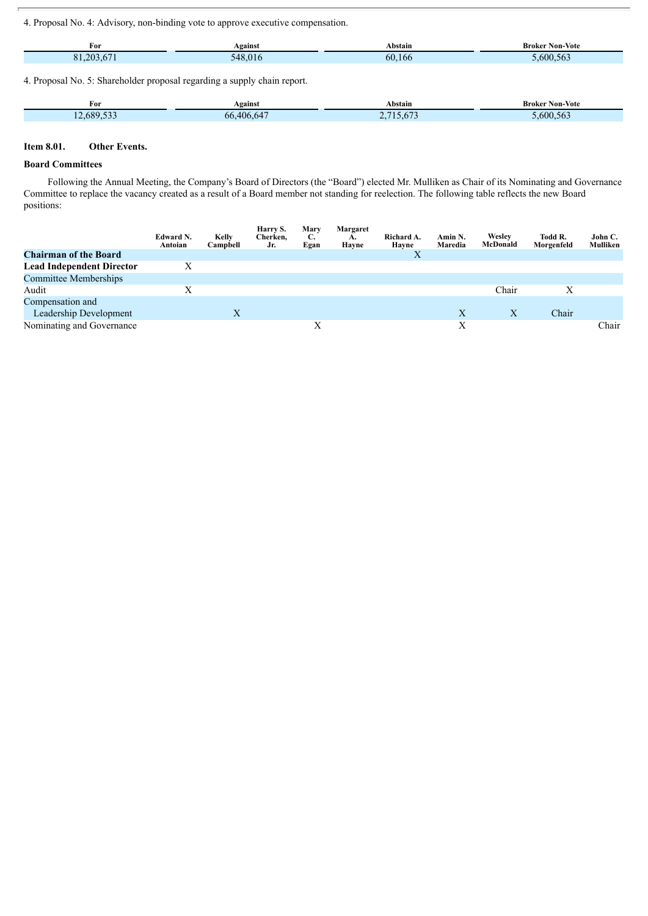4. Proposal No. 4: Advisory, non-binding vote to approve executive compensation.

| For | Against | Abstain | Broker Non-Vote |
|---|---|---|---|
| 81,203,671 | 548,016 | 60,166 | 5,600,563 |

4. Proposal No. 5: Shareholder proposal regarding a supply chain report.

| For | Against | Abstain | Broker Non-Vote |
|---|---|---|---|
| 12,689,533 | 66,406,647 | 2,715,673 | 5,600,563 |

**Item 8.01. Other Events.**

**Board Committees**

Following the Annual Meeting, the Company's Board of Directors (the "Board") elected Mr. Mulliken as Chair of its Nominating and Governance Committee to replace the vacancy created as a result of a Board member not standing for reelection. The following table reflects the new Board positions:

| | Edward N. Antoian | Kelly Campbell | Harry S. Cherken, Jr. | Mary C. Egan | Margaret A. Hayne | Richard A. Hayne | Amin N. Maredia | Wesley McDonald | Todd R. Morgenfeld | John C. Mulliken |
|---|---|---|---|---|---|---|---|---|---|---|
| **Chairman of the Board** | | | | | | X | | | | |
| **Lead Independent Director** | X | | | | | | | | | |
| Committee Memberships | | | | | | | | | | |
| Audit | X | | | | | | | Chair | X | |
| Compensation and Leadership Development | | X | | | | | X | X | Chair | |
| Nominating and Governance | | | | X | | | X | | | Chair |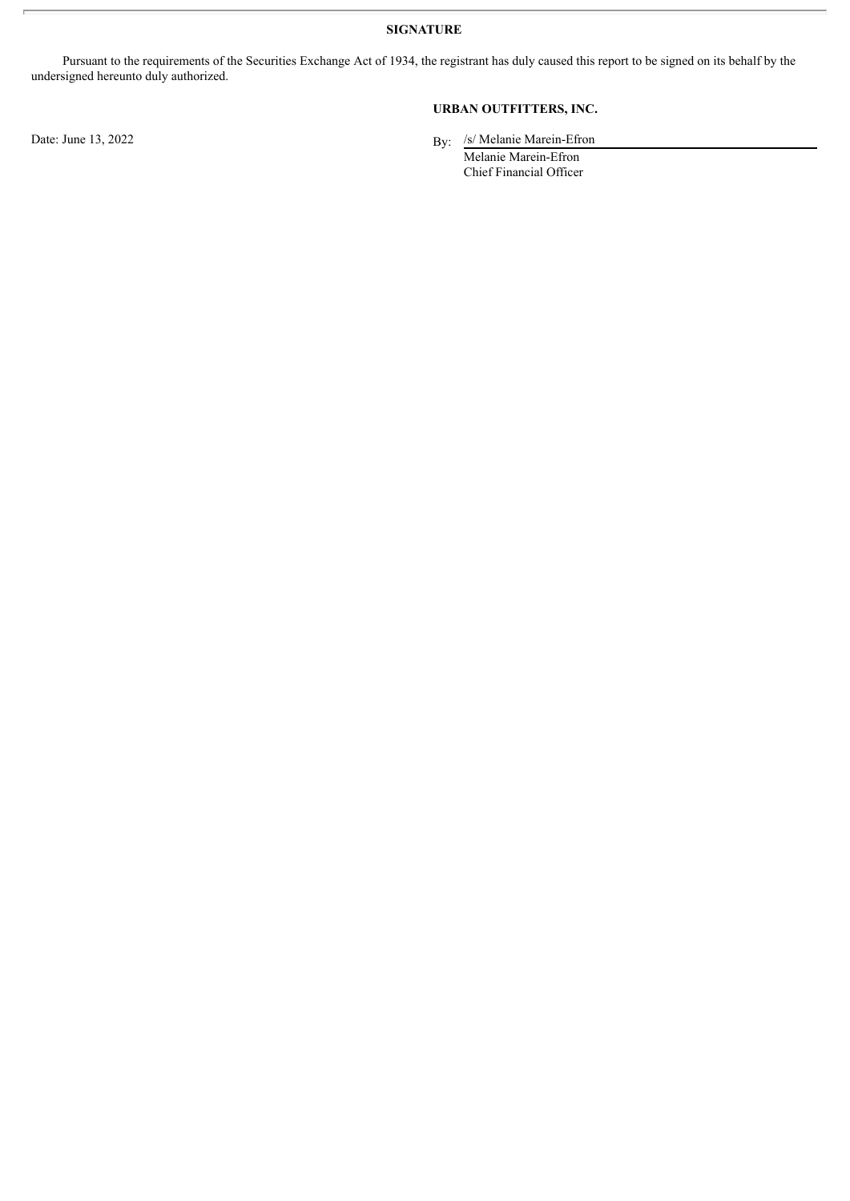**SIGNATURE**

Pursuant to the requirements of the Securities Exchange Act of 1934, the registrant has duly caused this report to be signed on its behalf by the undersigned hereunto duly authorized.

**URBAN OUTFITTERS, INC.**

Date: June 13, 2022

By: /s/ Melanie Marein-Efron
Melanie Marein-Efron
Chief Financial Officer